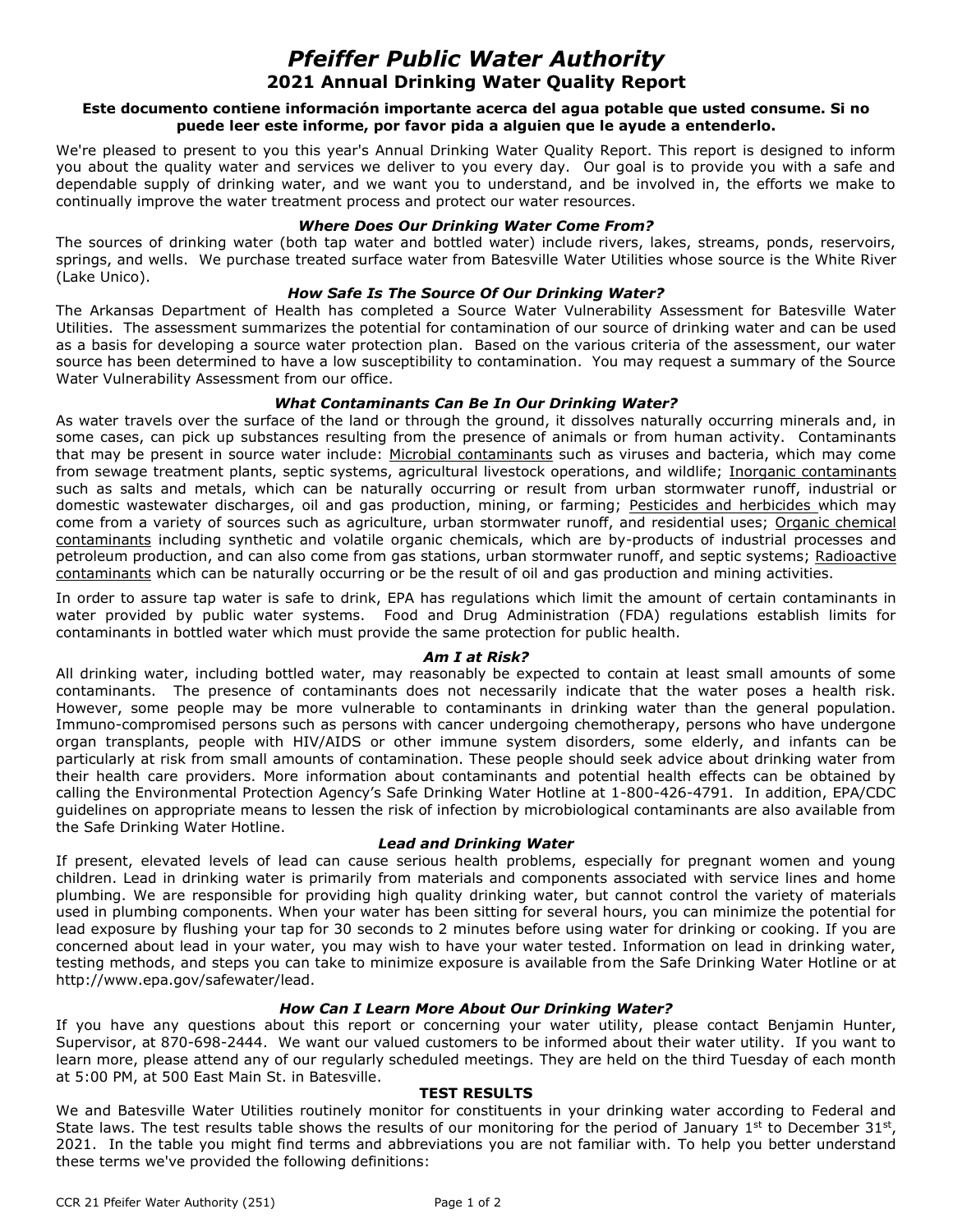# *Pfeiffer Public Water Authority*

## 2021 Annual Drinking Water Quality Report

**Este documento contiene información importante acerca del agua potable que usted consume. Si no puede leer este informe, por favor pida a alguien que le ayude a entenderlo.**

We're pleased to present to you this year's Annual Drinking Water Quality Report. This report is designed to inform you about the quality water and services we deliver to you every day. Our goal is to provide you with a safe and dependable supply of drinking water, and we want you to understand, and be involved in, the efforts we make to continually improve the water treatment process and protect our water resources.

### *Where Does Our Drinking Water Come From?*

The sources of drinking water (both tap water and bottled water) include rivers, lakes, streams, ponds, reservoirs, springs, and wells. We purchase treated surface water from Batesville Water Utilities whose source is the White River (Lake Unico).

### *How Safe Is The Source Of Our Drinking Water?*

The Arkansas Department of Health has completed a Source Water Vulnerability Assessment for Batesville Water Utilities. The assessment summarizes the potential for contamination of our source of drinking water and can be used as a basis for developing a source water protection plan. Based on the various criteria of the assessment, our water source has been determined to have a low susceptibility to contamination. You may request a summary of the Source Water Vulnerability Assessment from our office.

### *What Contaminants Can Be In Our Drinking Water?*

As water travels over the surface of the land or through the ground, it dissolves naturally occurring minerals and, in some cases, can pick up substances resulting from the presence of animals or from human activity. Contaminants that may be present in source water include: Microbial contaminants such as viruses and bacteria, which may come from sewage treatment plants, septic systems, agricultural livestock operations, and wildlife; Inorganic contaminants such as salts and metals, which can be naturally occurring or result from urban stormwater runoff, industrial or domestic wastewater discharges, oil and gas production, mining, or farming; Pesticides and herbicides which may come from a variety of sources such as agriculture, urban stormwater runoff, and residential uses; Organic chemical contaminants including synthetic and volatile organic chemicals, which are by-products of industrial processes and petroleum production, and can also come from gas stations, urban stormwater runoff, and septic systems; Radioactive contaminants which can be naturally occurring or be the result of oil and gas production and mining activities.

In order to assure tap water is safe to drink, EPA has regulations which limit the amount of certain contaminants in water provided by public water systems. Food and Drug Administration (FDA) regulations establish limits for contaminants in bottled water which must provide the same protection for public health.

### *Am I at Risk?*

All drinking water, including bottled water, may reasonably be expected to contain at least small amounts of some contaminants. The presence of contaminants does not necessarily indicate that the water poses a health risk. However, some people may be more vulnerable to contaminants in drinking water than the general population. Immuno-compromised persons such as persons with cancer undergoing chemotherapy, persons who have undergone organ transplants, people with HIV/AIDS or other immune system disorders, some elderly, and infants can be particularly at risk from small amounts of contamination. These people should seek advice about drinking water from their health care providers. More information about contaminants and potential health effects can be obtained by calling the Environmental Protection Agency's Safe Drinking Water Hotline at 1-800-426-4791. In addition, EPA/CDC guidelines on appropriate means to lessen the risk of infection by microbiological contaminants are also available from the Safe Drinking Water Hotline.

### *Lead and Drinking Water*

If present, elevated levels of lead can cause serious health problems, especially for pregnant women and young children. Lead in drinking water is primarily from materials and components associated with service lines and home plumbing. We are responsible for providing high quality drinking water, but cannot control the variety of materials used in plumbing components. When your water has been sitting for several hours, you can minimize the potential for lead exposure by flushing your tap for 30 seconds to 2 minutes before using water for drinking or cooking. If you are concerned about lead in your water, you may wish to have your water tested. Information on lead in drinking water, testing methods, and steps you can take to minimize exposure is available from the Safe Drinking Water Hotline or at http://www.epa.gov/safewater/lead.

### *How Can I Learn More About Our Drinking Water?*

If you have any questions about this report or concerning your water utility, please contact Benjamin Hunter, Supervisor, at 870-698-2444. We want our valued customers to be informed about their water utility. If you want to learn more, please attend any of our regularly scheduled meetings. They are held on the third Tuesday of each month at 5:00 PM, at 500 East Main St. in Batesville.

### TEST RESULTS

We and Batesville Water Utilities routinely monitor for constituents in your drinking water according to Federal and State laws. The test results table shows the results of our monitoring for the period of January 1st to December 31st, 2021. In the table you might find terms and abbreviations you are not familiar with. To help you better understand these terms we've provided the following definitions: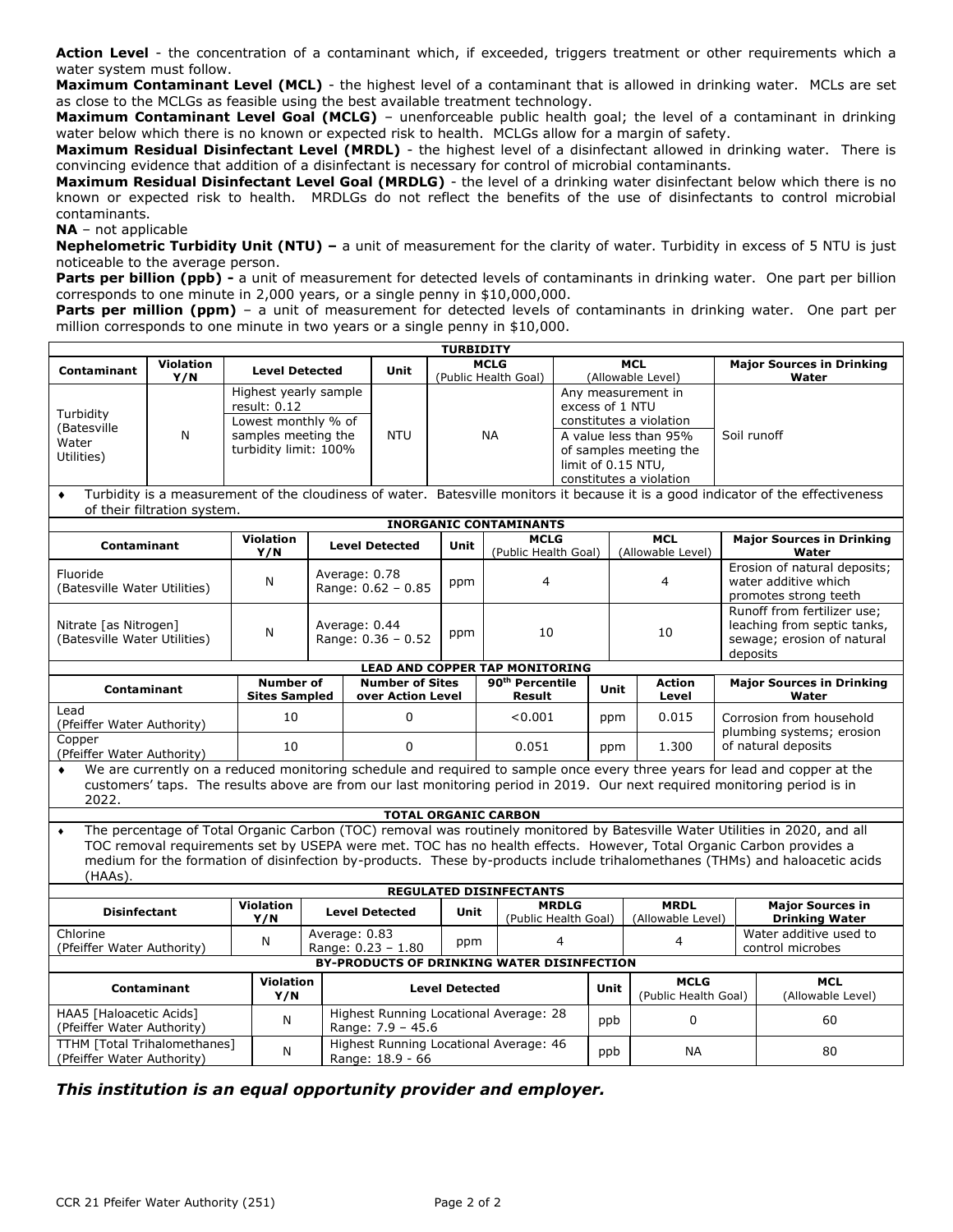**Action Level** - the concentration of a contaminant which, if exceeded, triggers treatment or other requirements which a water system must follow.

**Maximum Contaminant Level (MCL)** - the highest level of a contaminant that is allowed in drinking water. MCLs are set as close to the MCLGs as feasible using the best available treatment technology.

**Maximum Contaminant Level Goal (MCLG)** – unenforceable public health goal; the level of a contaminant in drinking water below which there is no known or expected risk to health. MCLGs allow for a margin of safety.

**Maximum Residual Disinfectant Level (MRDL)** - the highest level of a disinfectant allowed in drinking water. There is convincing evidence that addition of a disinfectant is necessary for control of microbial contaminants.

**Maximum Residual Disinfectant Level Goal (MRDLG)** - the level of a drinking water disinfectant below which there is no known or expected risk to health. MRDLGs do not reflect the benefits of the use of disinfectants to control microbial contaminants.

**NA** – not applicable

**Nephelometric Turbidity Unit (NTU) –** a unit of measurement for the clarity of water. Turbidity in excess of 5 NTU is just noticeable to the average person.

**Parts per billion (ppb) -** a unit of measurement for detected levels of contaminants in drinking water. One part per billion corresponds to one minute in 2,000 years, or a single penny in $10,000,000.

**Parts per million (ppm)** – a unit of measurement for detected levels of contaminants in drinking water. One part per million corresponds to one minute in two years or a single penny in $10,000.

**TURBIDITY**

| Contaminant | Violation Y/N | Level Detected | Unit | MCLG (Public Health Goal) | MCL (Allowable Level) | Major Sources in Drinking Water |
|---|---|---|---|---|---|---|
| Turbidity (Batesville Water Utilities) | N | Highest yearly sample result: 0.12<br>Lowest monthly % of samples meeting the turbidity limit: 100% | NTU | NA | Any measurement in excess of 1 NTU constitutes a violation<br>A value less than 95% of samples meeting the limit of 0.15 NTU, constitutes a violation | Soil runoff |

- Turbidity is a measurement of the cloudiness of water. Batesville monitors it because it is a good indicator of the effectiveness of their filtration system.

**INORGANIC CONTAMINANTS**

| Contaminant | Violation Y/N | Level Detected | Unit | MCLG (Public Health Goal) | MCL (Allowable Level) | Major Sources in Drinking Water |
|---|---|---|---|---|---|---|
| Fluoride (Batesville Water Utilities) | N | Average: 0.78<br>Range: 0.62 – 0.85 | ppm | 4 | 4 | Erosion of natural deposits; water additive which promotes strong teeth |
| Nitrate [as Nitrogen] (Batesville Water Utilities) | N | Average: 0.44<br>Range: 0.36 – 0.52 | ppm | 10 | 10 | Runoff from fertilizer use; leaching from septic tanks, sewage; erosion of natural deposits |

**LEAD AND COPPER TAP MONITORING**

| Contaminant | Number of Sites Sampled | Number of Sites over Action Level | 90th Percentile Result | Unit | Action Level | Major Sources in Drinking Water |
|---|---|---|---|---|---|---|
| Lead (Pfeiffer Water Authority) | 10 | 0 | <0.001 | ppm | 0.015 | Corrosion from household plumbing systems; erosion of natural deposits |
| Copper (Pfeiffer Water Authority) | 10 | 0 | 0.051 | ppm | 1.300 | |

- We are currently on a reduced monitoring schedule and required to sample once every three years for lead and copper at the customers' taps. The results above are from our last monitoring period in 2019. Our next required monitoring period is in 2022.

**TOTAL ORGANIC CARBON**

- The percentage of Total Organic Carbon (TOC) removal was routinely monitored by Batesville Water Utilities in 2020, and all TOC removal requirements set by USEPA were met. TOC has no health effects. However, Total Organic Carbon provides a medium for the formation of disinfection by-products. These by-products include trihalomethanes (THMs) and haloacetic acids (HAAs).

**REGULATED DISINFECTANTS**

| Disinfectant | Violation Y/N | Level Detected | Unit | MRDLG (Public Health Goal) | MRDL (Allowable Level) | Major Sources in Drinking Water |
|---|---|---|---|---|---|---|
| Chlorine (Pfeiffer Water Authority) | N | Average: 0.83<br>Range: 0.23 – 1.80 | ppm | 4 | 4 | Water additive used to control microbes |

**BY-PRODUCTS OF DRINKING WATER DISINFECTION**

| Contaminant | Violation Y/N | Level Detected | Unit | MCLG (Public Health Goal) | MCL (Allowable Level) |
|---|---|---|---|---|---|
| HAA5 [Haloacetic Acids] (Pfeiffer Water Authority) | N | Highest Running Locational Average: 28<br>Range: 7.9 – 45.6 | ppb | 0 | 60 |
| TTHM [Total Trihalomethanes] (Pfeiffer Water Authority) | N | Highest Running Locational Average: 46<br>Range: 18.9 - 66 | ppb | NA | 80 |

***This institution is an equal opportunity provider and employer.***